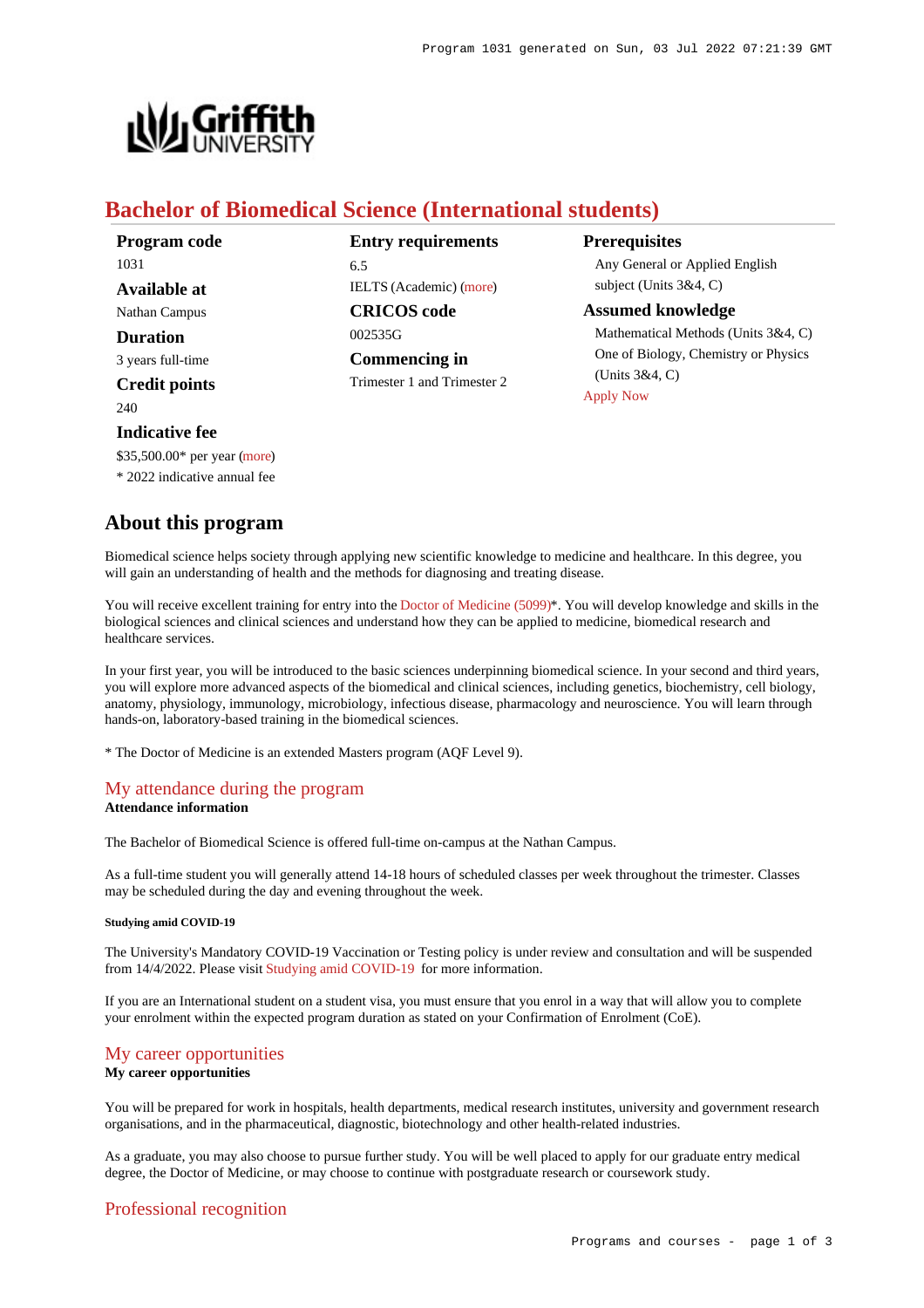# Bachelor of Biomedical Science (International students)

**Program code**
1031

**Available at**
Nathan Campus

**Duration**
3 years full-time

**Credit points**
240

**Indicative fee**
$35,500.00* per year (more)
* 2022 indicative annual fee

**Entry requirements**
6.5
IELTS (Academic) (more)

**CRICOS code**
002535G

**Commencing in**
Trimester 1 and Trimester 2

**Prerequisites**
Any General or Applied English subject (Units 3&4, C)

**Assumed knowledge**
Mathematical Methods (Units 3&4, C)
One of Biology, Chemistry or Physics (Units 3&4, C)

Apply Now

## About this program

Biomedical science helps society through applying new scientific knowledge to medicine and healthcare. In this degree, you will gain an understanding of health and the methods for diagnosing and treating disease.

You will receive excellent training for entry into the Doctor of Medicine (5099)*. You will develop knowledge and skills in the biological sciences and clinical sciences and understand how they can be applied to medicine, biomedical research and healthcare services.

In your first year, you will be introduced to the basic sciences underpinning biomedical science. In your second and third years, you will explore more advanced aspects of the biomedical and clinical sciences, including genetics, biochemistry, cell biology, anatomy, physiology, immunology, microbiology, infectious disease, pharmacology and neuroscience. You will learn through hands-on, laboratory-based training in the biomedical sciences.

* The Doctor of Medicine is an extended Masters program (AQF Level 9).

### My attendance during the program

**Attendance information**

The Bachelor of Biomedical Science is offered full-time on-campus at the Nathan Campus.

As a full-time student you will generally attend 14-18 hours of scheduled classes per week throughout the trimester. Classes may be scheduled during the day and evening throughout the week.

##### Studying amid COVID-19

The University's Mandatory COVID-19 Vaccination or Testing policy is under review and consultation and will be suspended from 14/4/2022. Please visit Studying amid COVID-19 for more information.

If you are an International student on a student visa, you must ensure that you enrol in a way that will allow you to complete your enrolment within the expected program duration as stated on your Confirmation of Enrolment (CoE).

### My career opportunities

**My career opportunities**

You will be prepared for work in hospitals, health departments, medical research institutes, university and government research organisations, and in the pharmaceutical, diagnostic, biotechnology and other health-related industries.

As a graduate, you may also choose to pursue further study. You will be well placed to apply for our graduate entry medical degree, the Doctor of Medicine, or may choose to continue with postgraduate research or coursework study.

### Professional recognition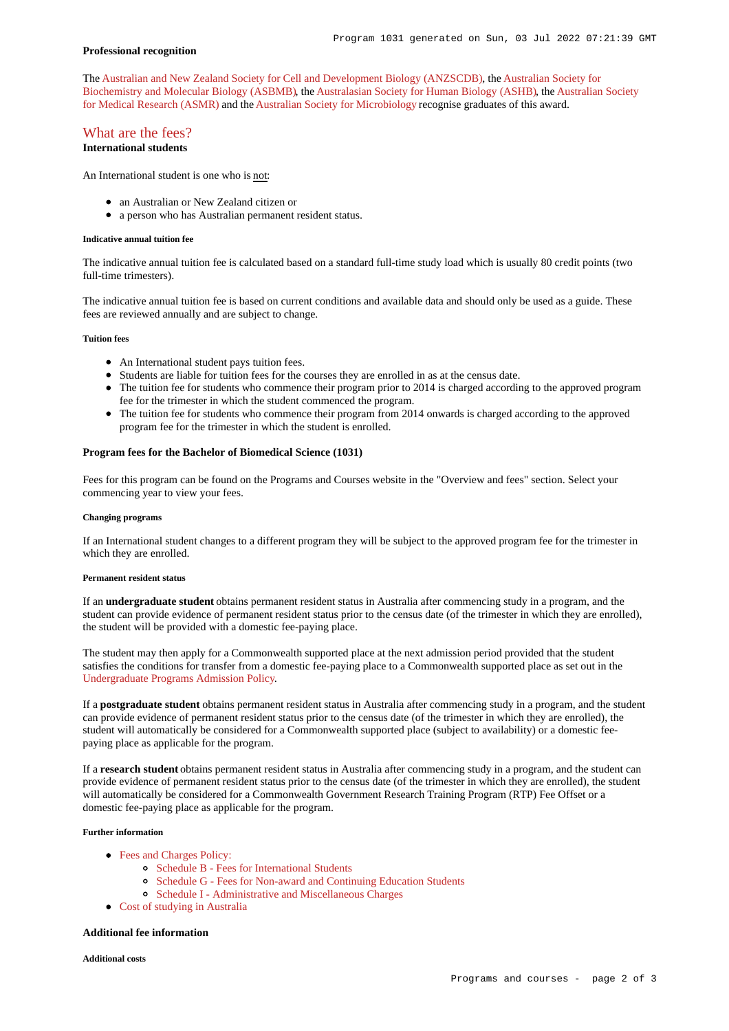### Professional recognition

The Australian and New Zealand Society for Cell and Development Biology (ANZSCDB), the Australian Society for Biochemistry and Molecular Biology (ASBMB), the Australasian Society for Human Biology (ASHB), the Australian Society for Medical Research (ASMR) and the Australian Society for Microbiology recognise graduates of this award.

## What are the fees?

### International students

An International student is one who is not:

- an Australian or New Zealand citizen or
- a person who has Australian permanent resident status.

##### Indicative annual tuition fee

The indicative annual tuition fee is calculated based on a standard full-time study load which is usually 80 credit points (two full-time trimesters).

The indicative annual tuition fee is based on current conditions and available data and should only be used as a guide. These fees are reviewed annually and are subject to change.

##### Tuition fees

- An International student pays tuition fees.
- Students are liable for tuition fees for the courses they are enrolled in as at the census date.
- The tuition fee for students who commence their program prior to 2014 is charged according to the approved program fee for the trimester in which the student commenced the program.
- The tuition fee for students who commence their program from 2014 onwards is charged according to the approved program fee for the trimester in which the student is enrolled.

#### Program fees for the Bachelor of Biomedical Science (1031)

Fees for this program can be found on the Programs and Courses website in the "Overview and fees" section. Select your commencing year to view your fees.

##### Changing programs

If an International student changes to a different program they will be subject to the approved program fee for the trimester in which they are enrolled.

##### Permanent resident status

If an **undergraduate student** obtains permanent resident status in Australia after commencing study in a program, and the student can provide evidence of permanent resident status prior to the census date (of the trimester in which they are enrolled), the student will be provided with a domestic fee-paying place.

The student may then apply for a Commonwealth supported place at the next admission period provided that the student satisfies the conditions for transfer from a domestic fee-paying place to a Commonwealth supported place as set out in the Undergraduate Programs Admission Policy.

If a **postgraduate student** obtains permanent resident status in Australia after commencing study in a program, and the student can provide evidence of permanent resident status prior to the census date (of the trimester in which they are enrolled), the student will automatically be considered for a Commonwealth supported place (subject to availability) or a domestic fee-paying place as applicable for the program.

If a **research student** obtains permanent resident status in Australia after commencing study in a program, and the student can provide evidence of permanent resident status prior to the census date (of the trimester in which they are enrolled), the student will automatically be considered for a Commonwealth Government Research Training Program (RTP) Fee Offset or a domestic fee-paying place as applicable for the program.

##### Further information

- Fees and Charges Policy:
  - Schedule B - Fees for International Students
  - Schedule G - Fees for Non-award and Continuing Education Students
  - Schedule I - Administrative and Miscellaneous Charges
- Cost of studying in Australia

#### Additional fee information

##### Additional costs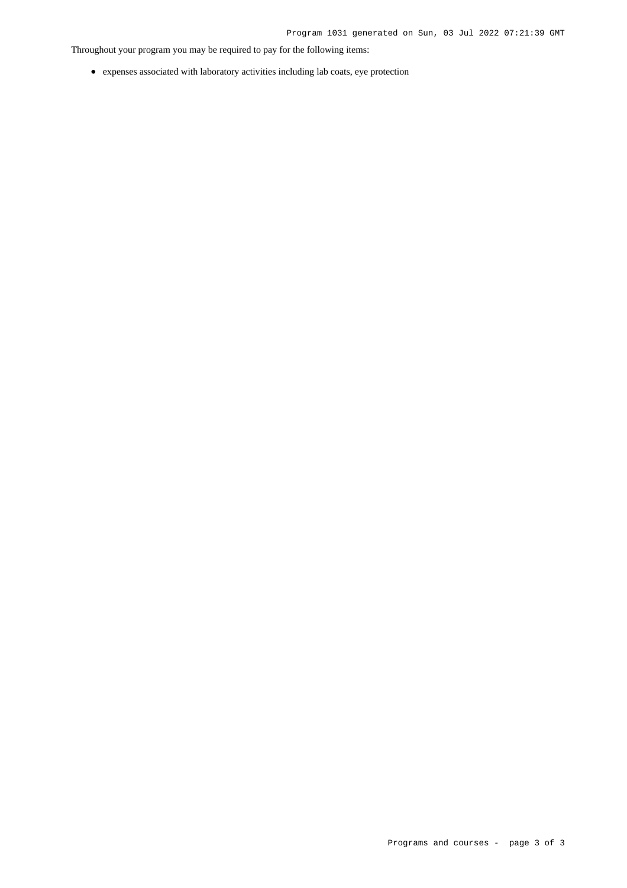Throughout your program you may be required to pay for the following items:

- expenses associated with laboratory activities including lab coats, eye protection